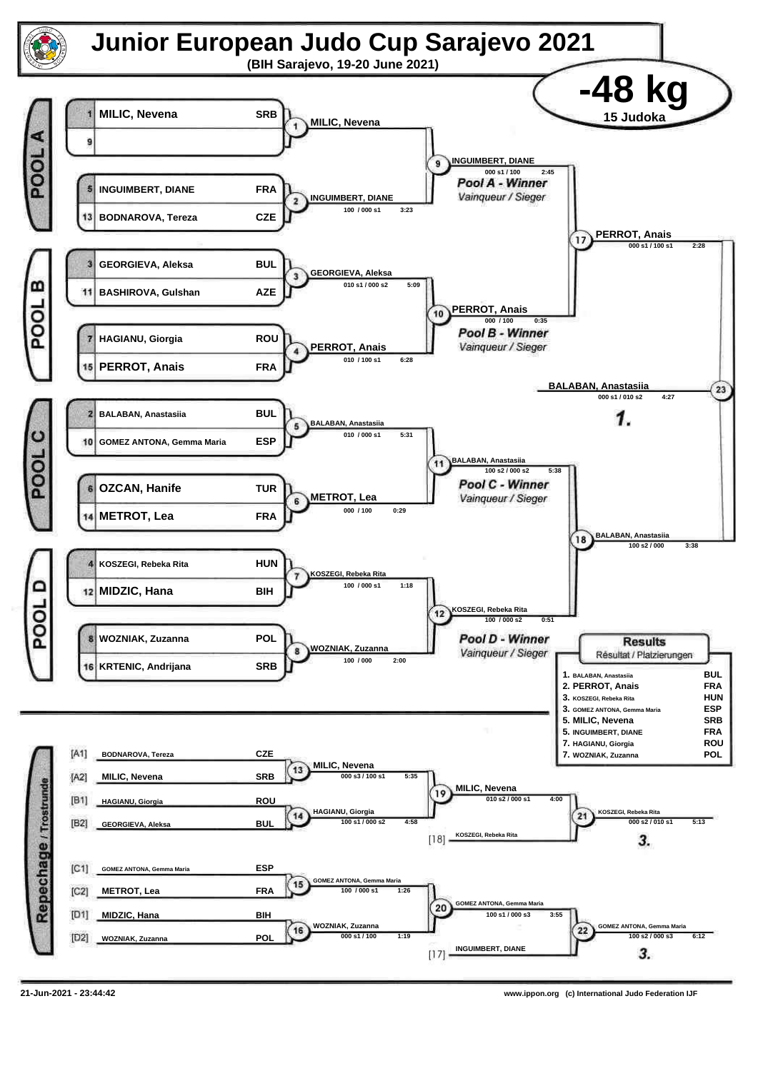# Junior European Judo Cup Sarajevo 2021

**(BIH Sarajevo, 19-20 June 2021)**

## -48 kg

**15 Judoka**

### POOL A

| Seed | Name | Country |
|---|---|---|
| 1 | MILIC, Nevena | SRB |
| 9 | | |
| 5 | INGUIMBERT, DIANE | FRA |
| 13 | BODNAROVA, Tereza | CZE |

- Match 1: MILIC, Nevena
- Match 2: INGUIMBERT, DIANE — 100 / 000 s1 — 3:23
- Match 9: INGUIMBERT, DIANE — 000 s1 / 100 — 2:45

*Pool A - Winner*
*Vainqueur / Sieger*

### POOL B

| Seed | Name | Country |
|---|---|---|
| 3 | GEORGIEVA, Aleksa | BUL |
| 11 | BASHIROVA, Gulshan | AZE |
| 7 | HAGIANU, Giorgia | ROU |
| 15 | PERROT, Anais | FRA |

- Match 3: GEORGIEVA, Aleksa — 010 s1 / 000 s2 — 5:09
- Match 4: PERROT, Anais — 010 / 100 s1 — 6:28
- Match 10: PERROT, Anais — 000 / 100 — 0:35

*Pool B - Winner*
*Vainqueur / Sieger*

- Match 17: PERROT, Anais — 000 s1 / 100 s1 — 2:28

### POOL C

| Seed | Name | Country |
|---|---|---|
| 2 | BALABAN, Anastasiia | BUL |
| 10 | GOMEZ ANTONA, Gemma Maria | ESP |
| 6 | OZCAN, Hanife | TUR |
| 14 | METROT, Lea | FRA |

- Match 5: BALABAN, Anastasiia — 010 / 000 s1 — 5:31
- Match 6: METROT, Lea — 000 / 100 — 0:29
- Match 11: BALABAN, Anastasiia — 100 s2 / 000 s2 — 5:38

*Pool C - Winner*
*Vainqueur / Sieger*

### POOL D

| Seed | Name | Country |
|---|---|---|
| 4 | KOSZEGI, Rebeka Rita | HUN |
| 12 | MIDZIC, Hana | BIH |
| 8 | WOZNIAK, Zuzanna | POL |
| 16 | KRTENIC, Andrijana | SRB |

- Match 7: KOSZEGI, Rebeka Rita — 100 / 000 s1 — 1:18
- Match 8: WOZNIAK, Zuzanna — 100 / 000 — 2:00
- Match 12: KOSZEGI, Rebeka Rita — 100 / 000 s2 — 0:51

*Pool D - Winner*
*Vainqueur / Sieger*

- Match 18: BALABAN, Anastasiia — 100 s2 / 000 — 3:38

### Final

- Match 23: BALABAN, Anastasiia — 000 s1 / 010 s2 — 4:27

**1.**

### Results
Résultat / Platzierungen

| Place | Name | Country |
|---|---|---|
| 1. | BALABAN, Anastasiia | BUL |
| 2. | PERROT, Anais | FRA |
| 3. | KOSZEGI, Rebeka Rita | HUN |
| 3. | GOMEZ ANTONA, Gemma Maria | ESP |
| 5. | MILIC, Nevena | SRB |
| 5. | INGUIMBERT, DIANE | FRA |
| 7. | HAGIANU, Giorgia | ROU |
| 7. | WOZNIAK, Zuzanna | POL |

### Repechage / Trostrunde

| Slot | Name | Country |
|---|---|---|
| [A1] | BODNAROVA, Tereza | CZE |
| [A2] | MILIC, Nevena | SRB |
| [B1] | HAGIANU, Giorgia | ROU |
| [B2] | GEORGIEVA, Aleksa | BUL |
| [C1] | GOMEZ ANTONA, Gemma Maria | ESP |
| [C2] | METROT, Lea | FRA |
| [D1] | MIDZIC, Hana | BIH |
| [D2] | WOZNIAK, Zuzanna | POL |

- Match 13: MILIC, Nevena — 000 s3 / 100 s1 — 5:35
- Match 14: HAGIANU, Giorgia — 100 s1 / 000 s2 — 4:58
- Match 19: MILIC, Nevena — 010 s2 / 000 s1 — 4:00
- [18] KOSZEGI, Rebeka Rita
- Match 21: KOSZEGI, Rebeka Rita — 000 s2 / 010 s1 — 5:13 — **3.**
- Match 15: GOMEZ ANTONA, Gemma Maria — 100 / 000 s1 — 1:26
- Match 16: WOZNIAK, Zuzanna — 000 s1 / 100 — 1:19
- Match 20: GOMEZ ANTONA, Gemma Maria — 100 s1 / 000 s3 — 3:55
- [17] INGUIMBERT, DIANE
- Match 22: GOMEZ ANTONA, Gemma Maria — 100 s2 / 000 s3 — 6:12 — **3.**

21-Jun-2021 - 23:44:42

www.ippon.org (c) International Judo Federation IJF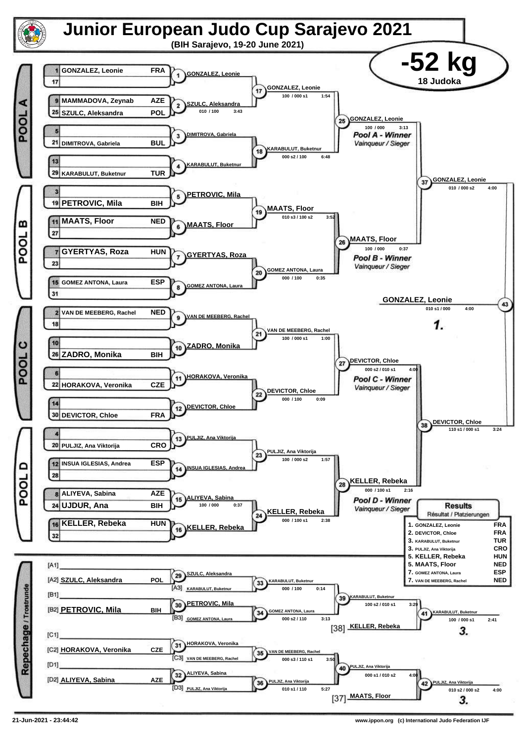# Junior European Judo Cup Sarajevo 2021

**(BIH Sarajevo, 19-20 June 2021)**

## -52 kg

**18 Judoka**

### POOL A

| Seed | Name | Nation |
|---|---|---|
| 1 | GONZALEZ, Leonie | FRA |
| 17 | | |
| 9 | MAMMADOVA, Zeynab | AZE |
| 25 | SZULC, Aleksandra | POL |
| 5 | | |
| 21 | DIMITROVA, Gabriela | BUL |
| 13 | | |
| 29 | KARABULUT, Buketnur | TUR |

- Contest 1: GONZALEZ, Leonie
- Contest 2: SZULC, Aleksandra — 010 / 100 — 3:43
- Contest 3: DIMITROVA, Gabriela
- Contest 4: KARABULUT, Buketnur
- Contest 17: GONZALEZ, Leonie — 100 / 000 s1 — 1:54
- Contest 18: KARABULUT, Buketnur — 000 s2 / 100 — 6:48
- Contest 25: GONZALEZ, Leonie — 100 / 000 — 3:13 — *Pool A - Winner / Vainqueur / Sieger*

### POOL B

| Seed | Name | Nation |
|---|---|---|
| 3 | | |
| 19 | PETROVIC, Mila | BIH |
| 11 | MAATS, Floor | NED |
| 27 | | |
| 7 | GYERTYAS, Roza | HUN |
| 23 | | |
| 15 | GOMEZ ANTONA, Laura | ESP |
| 31 | | |

- Contest 5: PETROVIC, Mila
- Contest 6: MAATS, Floor
- Contest 7: GYERTYAS, Roza
- Contest 8: GOMEZ ANTONA, Laura
- Contest 19: MAATS, Floor — 010 s3 / 100 s2 — 3:52
- Contest 20: GOMEZ ANTONA, Laura — 000 / 100 — 0:35
- Contest 26: MAATS, Floor — 100 / 000 — 0:37 — *Pool B - Winner / Vainqueur / Sieger*

### POOL C

| Seed | Name | Nation |
|---|---|---|
| 2 | VAN DE MEEBERG, Rachel | NED |
| 18 | | |
| 10 | | |
| 26 | ZADRO, Monika | BIH |
| 6 | | |
| 22 | HORAKOVA, Veronika | CZE |
| 14 | | |
| 30 | DEVICTOR, Chloe | FRA |

- Contest 9: VAN DE MEEBERG, Rachel
- Contest 10: ZADRO, Monika
- Contest 11: HORAKOVA, Veronika
- Contest 12: DEVICTOR, Chloe
- Contest 21: VAN DE MEEBERG, Rachel — 100 / 000 s1 — 1:00
- Contest 22: DEVICTOR, Chloe — 000 / 100 — 0:09
- Contest 27: DEVICTOR, Chloe — 000 s2 / 010 s1 — 4:00 — *Pool C - Winner / Vainqueur / Sieger*

### POOL D

| Seed | Name | Nation |
|---|---|---|
| 4 | | |
| 20 | PULJIZ, Ana Viktorija | CRO |
| 12 | INSUA IGLESIAS, Andrea | ESP |
| 28 | | |
| 8 | ALIYEVA, Sabina | AZE |
| 24 | UJDUR, Ana | BIH |
| 16 | KELLER, Rebeka | HUN |
| 32 | | |

- Contest 13: PULJIZ, Ana Viktorija
- Contest 14: INSUA IGLESIAS, Andrea
- Contest 15: ALIYEVA, Sabina — 100 / 000 — 0:37
- Contest 16: KELLER, Rebeka
- Contest 23: PULJIZ, Ana Viktorija — 100 / 000 s2 — 1:57
- Contest 24: KELLER, Rebeka — 000 / 100 s1 — 2:38
- Contest 28: KELLER, Rebeka — 000 / 100 s1 — 2:16 — *Pool D - Winner / Vainqueur / Sieger*

### Semi-finals and Final

- Contest 37: GONZALEZ, Leonie — 010 / 000 s2 — 4:00
- Contest 38: DEVICTOR, Chloe — 110 s1 / 000 s1 — 3:24
- Contest 43: GONZALEZ, Leonie — 010 s1 / 000 — 4:00 — **1.**

### Repechage / Trostrunde

- [A1] —
- [A2] SZULC, Aleksandra — POL
- [B1] —
- [B2] PETROVIC, Mila — BIH
- [C1] —
- [C2] HORAKOVA, Veronika — CZE
- [D1] —
- [D2] ALIYEVA, Sabina — AZE

- Contest 29: SZULC, Aleksandra
- Contest 30: PETROVIC, Mila
- Contest 31: HORAKOVA, Veronika
- Contest 32: ALIYEVA, Sabina
- Contest 33: [A3] KARABULUT, Buketnur vs winner 29 → KARABULUT, Buketnur — 000 / 100 — 0:14
- Contest 34: [B3] GOMEZ ANTONA, Laura vs winner 30 → GOMEZ ANTONA, Laura — 000 s2 / 110 — 3:13
- Contest 35: [C3] VAN DE MEEBERG, Rachel vs winner 31 → VAN DE MEEBERG, Rachel — 000 s3 / 110 s1 — 3:50
- Contest 36: [D3] PULJIZ, Ana Viktorija vs winner 32 → PULJIZ, Ana Viktorija — 010 s1 / 110 — 5:27
- Contest 39: KARABULUT, Buketnur — 100 s2 / 010 s1 — 3:29
- Contest 40: PULJIZ, Ana Viktorija — 000 s1 / 010 s2 — 4:00
- Contest 41: KARABULUT, Buketnur vs [38] KELLER, Rebeka → KARABULUT, Buketnur — 100 / 000 s1 — 2:41 — **3.**
- Contest 42: PULJIZ, Ana Viktorija vs [37] MAATS, Floor → PULJIZ, Ana Viktorija — 010 s2 / 000 s2 — 4:00 — **3.**

### Results / Résultat / Platzierungen

| Place | Name | Nation |
|---|---|---|
| 1. | GONZALEZ, Leonie | FRA |
| 2. | DEVICTOR, Chloe | FRA |
| 3. | KARABULUT, Buketnur | TUR |
| 3. | PULJIZ, Ana Viktorija | CRO |
| 5. | KELLER, Rebeka | HUN |
| 5. | MAATS, Floor | NED |
| 7. | GOMEZ ANTONA, Laura | ESP |
| 7. | VAN DE MEEBERG, Rachel | NED |

21-Jun-2021 - 23:44:42

www.ippon.org (c) International Judo Federation IJF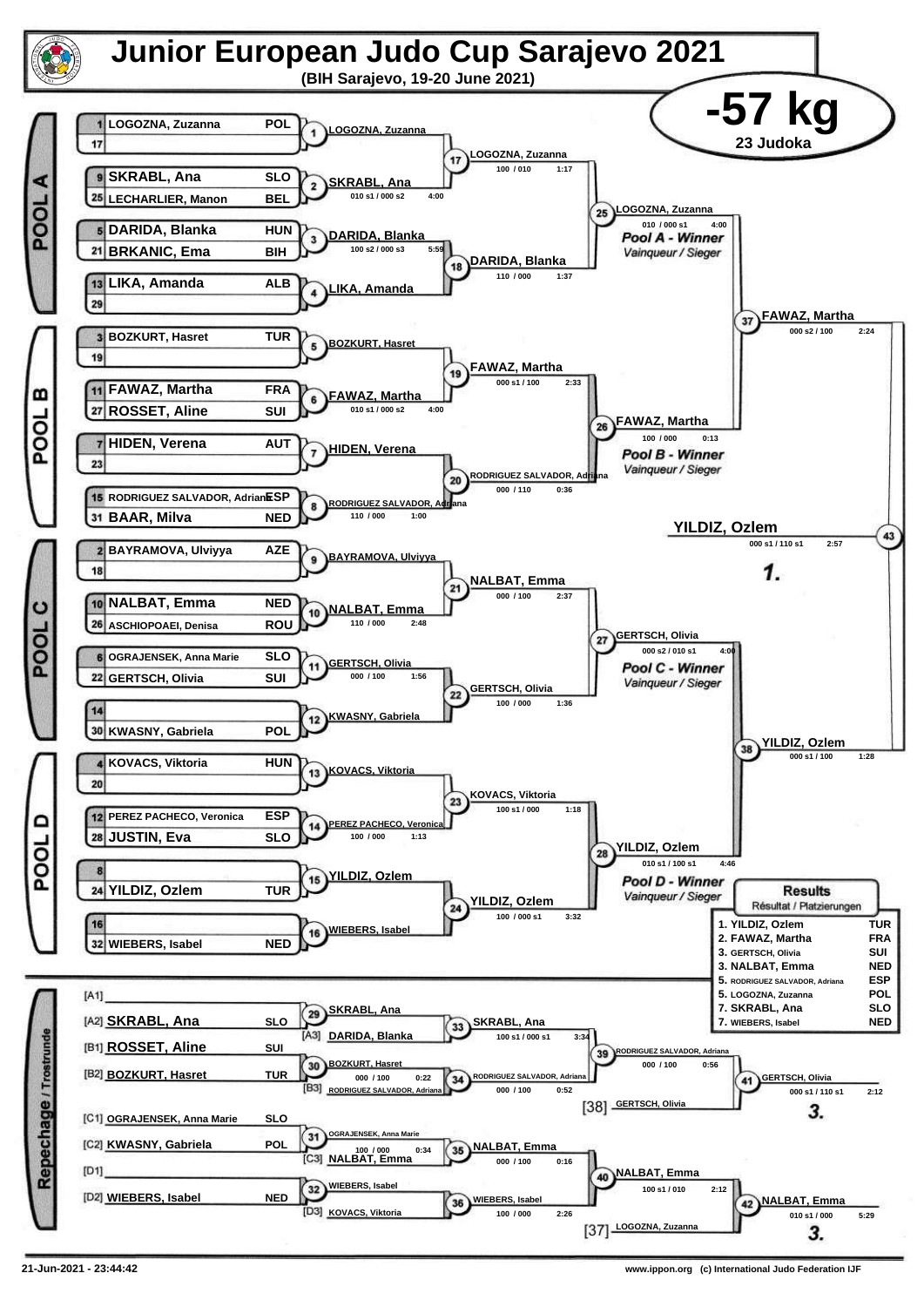# Junior European Judo Cup Sarajevo 2021

**(BIH Sarajevo, 19-20 June 2021)**

## -57 kg

23 Judoka

### POOL A

| Seed | Name | Country |
|---|---|---|
| 1 | LOGOZNA, Zuzanna | POL |
| 17 | | |
| 9 | SKRABL, Ana | SLO |
| 25 | LECHARLIER, Manon | BEL |
| 5 | DARIDA, Blanka | HUN |
| 21 | BRKANIC, Ema | BIH |
| 13 | LIKA, Amanda | ALB |
| 29 | | |

- (1) LOGOZNA, Zuzanna
- (2) SKRABL, Ana — 010 s1 / 000 s2 — 4:00
- (3) DARIDA, Blanka — 100 s2 / 000 s3 — 5:59
- (4) LIKA, Amanda
- (17) LOGOZNA, Zuzanna — 100 / 010 — 1:17
- (18) DARIDA, Blanka — 110 / 000 — 1:37
- (25) LOGOZNA, Zuzanna — 010 / 000 s1 — 4:00 — *Pool A - Winner* / *Vainqueur / Sieger*

### POOL B

| Seed | Name | Country |
|---|---|---|
| 3 | BOZKURT, Hasret | TUR |
| 19 | | |
| 11 | FAWAZ, Martha | FRA |
| 27 | ROSSET, Aline | SUI |
| 7 | HIDEN, Verena | AUT |
| 23 | | |
| 15 | RODRIGUEZ SALVADOR, Adriana | ESP |
| 31 | BAAR, Milva | NED |

- (5) BOZKURT, Hasret
- (6) FAWAZ, Martha — 010 s1 / 000 s2 — 4:00
- (7) HIDEN, Verena
- (8) RODRIGUEZ SALVADOR, Adriana — 110 / 000 — 1:00
- (19) FAWAZ, Martha — 000 s1 / 100 — 2:33
- (20) RODRIGUEZ SALVADOR, Adriana — 000 / 110 — 0:36
- (26) FAWAZ, Martha — 100 / 000 — 0:13 — *Pool B - Winner* / *Vainqueur / Sieger*

- (37) FAWAZ, Martha — 000 s2 / 100 — 2:24

### POOL C

| Seed | Name | Country |
|---|---|---|
| 2 | BAYRAMOVA, Ulviyya | AZE |
| 18 | | |
| 10 | NALBAT, Emma | NED |
| 26 | ASCHIOPOAEI, Denisa | ROU |
| 6 | OGRAJENSEK, Anna Marie | SLO |
| 22 | GERTSCH, Olivia | SUI |
| 14 | | |
| 30 | KWASNY, Gabriela | POL |

- (9) BAYRAMOVA, Ulviyya
- (10) NALBAT, Emma — 110 / 000 — 2:48
- (11) GERTSCH, Olivia — 000 / 100 — 1:56
- (12) KWASNY, Gabriela
- (21) NALBAT, Emma — 000 / 100 — 2:37
- (22) GERTSCH, Olivia — 100 / 000 — 1:36
- (27) GERTSCH, Olivia — 000 s2 / 010 s1 — 4:00 — *Pool C - Winner* / *Vainqueur / Sieger*

### POOL D

| Seed | Name | Country |
|---|---|---|
| 4 | KOVACS, Viktoria | HUN |
| 20 | | |
| 12 | PEREZ PACHECO, Veronica | ESP |
| 28 | JUSTIN, Eva | SLO |
| 8 | | |
| 24 | YILDIZ, Ozlem | TUR |
| 16 | | |
| 32 | WIEBERS, Isabel | NED |

- (13) KOVACS, Viktoria
- (14) PEREZ PACHECO, Veronica — 100 / 000 — 1:13
- (15) YILDIZ, Ozlem
- (16) WIEBERS, Isabel
- (23) KOVACS, Viktoria — 100 s1 / 000 — 1:18
- (24) YILDIZ, Ozlem — 100 / 000 s1 — 3:32
- (28) YILDIZ, Ozlem — 010 s1 / 100 s1 — 4:46 — *Pool D - Winner* / *Vainqueur / Sieger*

- (38) YILDIZ, Ozlem — 000 s1 / 100 — 1:28

### Final

- (43) YILDIZ, Ozlem — 000 s1 / 110 s1 — 2:57 — **1.**

### Repechage / Trostrunde

- [A1] —
- [A2] SKRABL, Ana — SLO
- [B1] ROSSET, Aline — SUI
- [B2] BOZKURT, Hasret — TUR
- [C1] OGRAJENSEK, Anna Marie — SLO
- [C2] KWASNY, Gabriela — POL
- [D1] —
- [D2] WIEBERS, Isabel — NED

- (29) SKRABL, Ana
- (30) BOZKURT, Hasret — 000 / 100 — 0:22
- (31) OGRAJENSEK, Anna Marie — 100 / 000 — 0:34
- (32) WIEBERS, Isabel
- (33) SKRABL, Ana vs [A3] DARIDA, Blanka — 100 s1 / 000 s1 — 3:34
- (34) RODRIGUEZ SALVADOR, Adriana vs [B3] RODRIGUEZ SALVADOR, Adriana — 000 / 100 — 0:52
- (35) NALBAT, Emma vs [C3] NALBAT, Emma — 000 / 100 — 0:16
- (36) WIEBERS, Isabel vs [D3] KOVACS, Viktoria — 100 / 000 — 2:26
- (39) RODRIGUEZ SALVADOR, Adriana — 000 / 100 — 0:56
- (40) NALBAT, Emma — 100 s1 / 010 — 2:12
- (41) GERTSCH, Olivia vs [38] GERTSCH, Olivia — 000 s1 / 110 s1 — 2:12 — **3.**
- (42) NALBAT, Emma vs [37] LOGOZNA, Zuzanna — 010 s1 / 000 — 5:29 — **3.**

### Results
Résultat / Platzierungen

| Place | Name | Country |
|---|---|---|
| 1. | YILDIZ, Ozlem | TUR |
| 2. | FAWAZ, Martha | FRA |
| 3. | GERTSCH, Olivia | SUI |
| 3. | NALBAT, Emma | NED |
| 5. | RODRIGUEZ SALVADOR, Adriana | ESP |
| 5. | LOGOZNA, Zuzanna | POL |
| 7. | SKRABL, Ana | SLO |
| 7. | WIEBERS, Isabel | NED |

21-Jun-2021 - 23:44:42

www.ippon.org (c) International Judo Federation IJF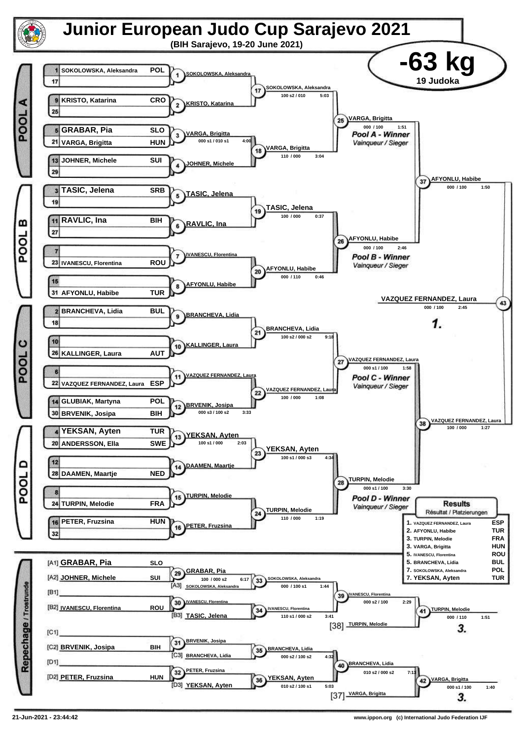# Junior European Judo Cup Sarajevo 2021

**(BIH Sarajevo, 19-20 June 2021)**

## -63 kg

**19 Judoka**

### POOL A

| Seed | Name | Nation |
|---|---|---|
| 1 | SOKOLOWSKA, Aleksandra | POL |
| 17 | | |
| 9 | KRISTO, Katarina | CRO |
| 25 | | |
| 5 | GRABAR, Pia | SLO |
| 21 | VARGA, Brigitta | HUN |
| 13 | JOHNER, Michele | SUI |
| 29 | | |

- 1: SOKOLOWSKA, Aleksandra
- 2: KRISTO, Katarina
- 3: VARGA, Brigitta — 000 s1 / 010 s1 — 4:00
- 4: JOHNER, Michele
- 17: SOKOLOWSKA, Aleksandra — 100 s2 / 010 — 5:03
- 18: VARGA, Brigitta — 110 / 000 — 3:04
- 25: VARGA, Brigitta — 000 / 100 — 1:51 — *Pool A - Winner / Vainqueur / Sieger*

### POOL B

| Seed | Name | Nation |
|---|---|---|
| 3 | TASIC, Jelena | SRB |
| 19 | | |
| 11 | RAVLIC, Ina | BIH |
| 27 | | |
| 7 | | |
| 23 | IVANESCU, Florentina | ROU |
| 15 | | |
| 31 | AFYONLU, Habibe | TUR |

- 5: TASIC, Jelena
- 6: RAVLIC, Ina
- 7: IVANESCU, Florentina
- 8: AFYONLU, Habibe
- 19: TASIC, Jelena — 100 / 000 — 0:37
- 20: AFYONLU, Habibe — 000 / 110 — 0:46
- 26: AFYONLU, Habibe — 000 / 100 — 2:46 — *Pool B - Winner / Vainqueur / Sieger*

### POOL C

| Seed | Name | Nation |
|---|---|---|
| 2 | BRANCHEVA, Lidia | BUL |
| 18 | | |
| 10 | | |
| 26 | KALLINGER, Laura | AUT |
| 6 | | |
| 22 | VAZQUEZ FERNANDEZ, Laura | ESP |
| 14 | GLUBIAK, Martyna | POL |
| 30 | BRVENIK, Josipa | BIH |

- 9: BRANCHEVA, Lidia
- 10: KALLINGER, Laura
- 11: VAZQUEZ FERNANDEZ, Laura
- 12: BRVENIK, Josipa — 000 s3 / 100 s2 — 3:33
- 21: BRANCHEVA, Lidia — 100 s2 / 000 s2 — 9:18
- 22: VAZQUEZ FERNANDEZ, Laura — 100 / 000 — 1:08
- 27: VAZQUEZ FERNANDEZ, Laura — 000 s1 / 100 — 1:58 — *Pool C - Winner / Vainqueur / Sieger*

### POOL D

| Seed | Name | Nation |
|---|---|---|
| 4 | YEKSAN, Ayten | TUR |
| 20 | ANDERSSON, Ella | SWE |
| 12 | | |
| 28 | DAAMEN, Maartje | NED |
| 8 | | |
| 24 | TURPIN, Melodie | FRA |
| 16 | PETER, Fruzsina | HUN |
| 32 | | |

- 13: YEKSAN, Ayten — 100 s1 / 000 — 2:03
- 14: DAAMEN, Maartje
- 15: TURPIN, Melodie
- 16: PETER, Fruzsina
- 23: YEKSAN, Ayten — 100 s1 / 000 s3 — 4:34
- 24: TURPIN, Melodie — 110 / 000 — 1:19
- 28: TURPIN, Melodie — 000 s1 / 100 — 3:30 — *Pool D - Winner / Vainqueur / Sieger*

### Semi-finals and Final

- 37: AFYONLU, Habibe — 000 / 100 — 1:50
- 38: VAZQUEZ FERNANDEZ, Laura — 100 / 000 — 1:27
- 43: VAZQUEZ FERNANDEZ, Laura — 000 / 100 — 2:45 — **1.**

### Repechage / Trostrunde

- [A1] GRABAR, Pia — SLO
- [A2] JOHNER, Michele — SUI
- [B1]
- [B2] IVANESCU, Florentina — ROU
- [C1]
- [C2] BRVENIK, Josipa — BIH
- [D1]
- [D2] PETER, Fruzsina — HUN

- 29: GRABAR, Pia — 100 / 000 s2 — 6:17
- 30: IVANESCU, Florentina
- 31: BRVENIK, Josipa
- 32: PETER, Fruzsina
- 33: [A3] SOKOLOWSKA, Aleksandra vs GRABAR, Pia → SOKOLOWSKA, Aleksandra — 000 / 100 s1 — 1:44
- 34: [B3] TASIC, Jelena vs IVANESCU, Florentina → IVANESCU, Florentina — 110 s1 / 000 s2 — 3:41
- 35: [C3] BRANCHEVA, Lidia vs BRVENIK, Josipa → BRANCHEVA, Lidia — 000 s2 / 100 s2 — 4:32
- 36: [D3] YEKSAN, Ayten vs PETER, Fruzsina → YEKSAN, Ayten — 010 s2 / 100 s1 — 5:03
- 39: IVANESCU, Florentina — 000 s2 / 100 — 2:29
- 40: BRANCHEVA, Lidia — 010 s2 / 000 s2 — 7:13
- 41: [38] TURPIN, Melodie vs IVANESCU, Florentina → TURPIN, Melodie — 000 / 110 — 1:51 — **3.**
- 42: [37] VARGA, Brigitta vs BRANCHEVA, Lidia → VARGA, Brigitta — 000 s1 / 100 — 1:40 — **3.**

### Results / Résultat / Platzierungen

| Place | Name | Nation |
|---|---|---|
| 1. | VAZQUEZ FERNANDEZ, Laura | ESP |
| 2. | AFYONLU, Habibe | TUR |
| 3. | TURPIN, Melodie | FRA |
| 3. | VARGA, Brigitta | HUN |
| 5. | IVANESCU, Florentina | ROU |
| 5. | BRANCHEVA, Lidia | BUL |
| 7. | SOKOLOWSKA, Aleksandra | POL |
| 7. | YEKSAN, Ayten | TUR |

21-Jun-2021 - 23:44:42

www.ippon.org (c) International Judo Federation IJF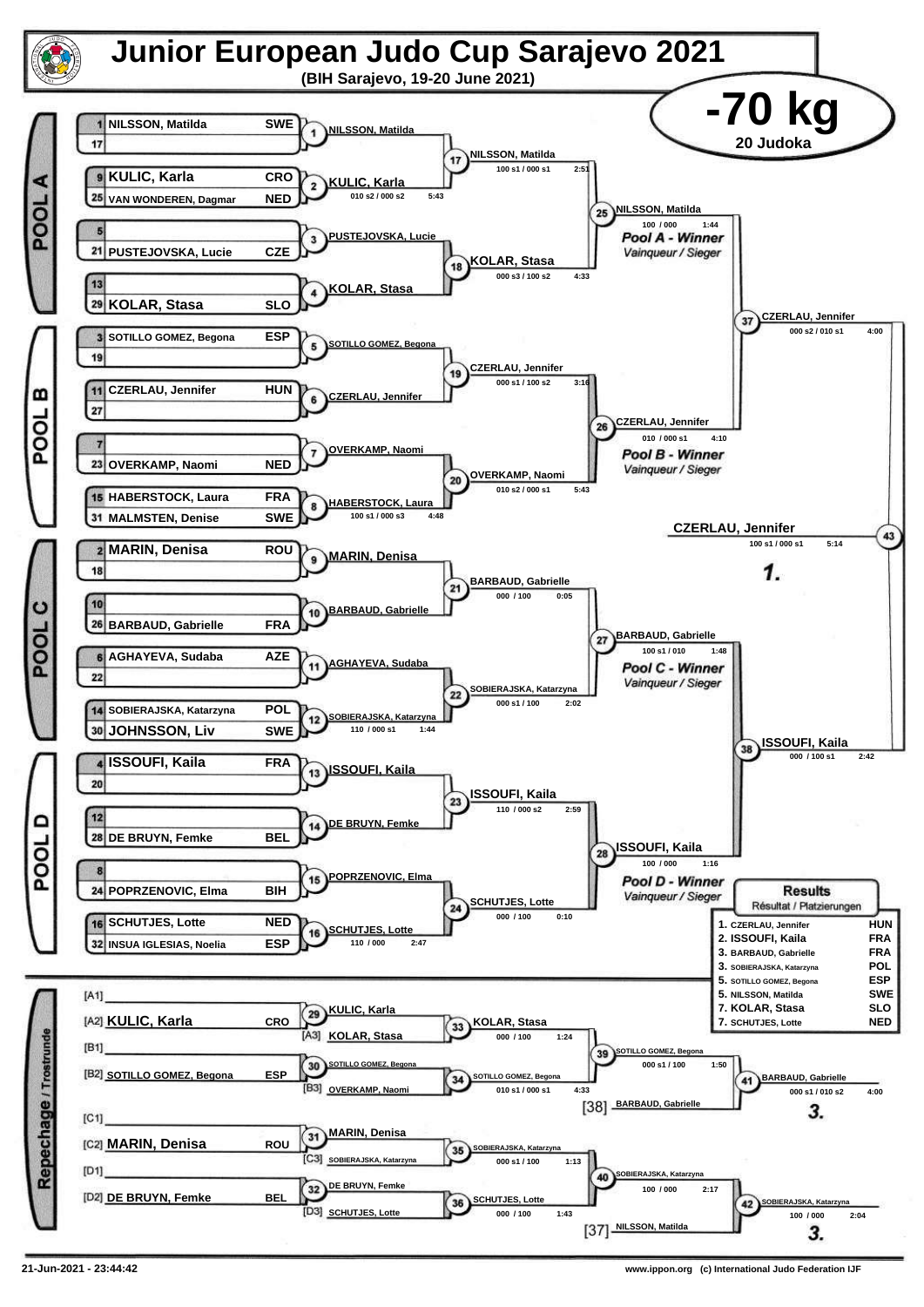# Junior European Judo Cup Sarajevo 2021

**(BIH Sarajevo, 19-20 June 2021)**

## -70 kg

20 Judoka

### POOL A

| Seed | Name | Country |
|---|---|---|
| 1 | NILSSON, Matilda | SWE |
| 17 | | |
| 9 | KULIC, Karla | CRO |
| 25 | VAN WONDEREN, Dagmar | NED |
| 5 | | |
| 21 | PUSTEJOVSKA, Lucie | CZE |
| 13 | | |
| 29 | KOLAR, Stasa | SLO |

- (1) NILSSON, Matilda
- (2) KULIC, Karla — 010 s2 / 000 s2 5:43
- (3) PUSTEJOVSKA, Lucie
- (4) KOLAR, Stasa
- (17) NILSSON, Matilda — 100 s1 / 000 s1 2:51
- (18) KOLAR, Stasa — 000 s3 / 100 s2 4:33
- (25) NILSSON, Matilda — 100 / 000 1:44 — *Pool A - Winner* / Vainqueur / Sieger

### POOL B

| Seed | Name | Country |
|---|---|---|
| 3 | SOTILLO GOMEZ, Begona | ESP |
| 19 | | |
| 11 | CZERLAU, Jennifer | HUN |
| 27 | | |
| 7 | | |
| 23 | OVERKAMP, Naomi | NED |
| 15 | HABERSTOCK, Laura | FRA |
| 31 | MALMSTEN, Denise | SWE |

- (5) SOTILLO GOMEZ, Begona
- (6) CZERLAU, Jennifer
- (7) OVERKAMP, Naomi
- (8) HABERSTOCK, Laura — 100 s1 / 000 s3 4:48
- (19) CZERLAU, Jennifer — 000 s1 / 100 s2 3:16
- (20) OVERKAMP, Naomi — 010 s2 / 000 s1 5:43
- (26) CZERLAU, Jennifer — 010 / 000 s1 4:10 — *Pool B - Winner* / Vainqueur / Sieger

### POOL C

| Seed | Name | Country |
|---|---|---|
| 2 | MARIN, Denisa | ROU |
| 18 | | |
| 10 | | |
| 26 | BARBAUD, Gabrielle | FRA |
| 6 | AGHAYEVA, Sudaba | AZE |
| 22 | | |
| 14 | SOBIERAJSKA, Katarzyna | POL |
| 30 | JOHNSSON, Liv | SWE |

- (9) MARIN, Denisa
- (10) BARBAUD, Gabrielle
- (11) AGHAYEVA, Sudaba
- (12) SOBIERAJSKA, Katarzyna — 110 / 000 s1 1:44
- (21) BARBAUD, Gabrielle — 000 / 100 0:05
- (22) SOBIERAJSKA, Katarzyna — 000 s1 / 100 2:02
- (27) BARBAUD, Gabrielle — 100 s1 / 010 1:48 — *Pool C - Winner* / Vainqueur / Sieger

### POOL D

| Seed | Name | Country |
|---|---|---|
| 4 | ISSOUFI, Kaila | FRA |
| 20 | | |
| 12 | | |
| 28 | DE BRUYN, Femke | BEL |
| 8 | | |
| 24 | POPRZENOVIC, Elma | BIH |
| 16 | SCHUTJES, Lotte | NED |
| 32 | INSUA IGLESIAS, Noelia | ESP |

- (13) ISSOUFI, Kaila
- (14) DE BRUYN, Femke
- (15) POPRZENOVIC, Elma
- (16) SCHUTJES, Lotte — 110 / 000 2:47
- (23) ISSOUFI, Kaila — 110 / 000 s2 2:59
- (24) SCHUTJES, Lotte — 000 / 100 0:10
- (28) ISSOUFI, Kaila — 100 / 000 1:16 — *Pool D - Winner* / Vainqueur / Sieger

### Semi-finals and Final

- (37) CZERLAU, Jennifer — 000 s2 / 010 s1 4:00
- (38) ISSOUFI, Kaila — 000 / 100 s1 2:42
- (43) CZERLAU, Jennifer — 100 s1 / 000 s1 5:14 — **1.**

### Repechage / Trostrunde

- [A1]
- [A2] KULIC, Karla — CRO
- [A3] KOLAR, Stasa
- (29) KULIC, Karla
- (33) KOLAR, Stasa — 000 / 100 1:24
- [B1]
- [B2] SOTILLO GOMEZ, Begona — ESP
- [B3] OVERKAMP, Naomi
- (30) SOTILLO GOMEZ, Begona
- (34) SOTILLO GOMEZ, Begona — 010 s1 / 000 s1 4:33
- (39) SOTILLO GOMEZ, Begona — 000 s1 / 100 1:50
- [38] BARBAUD, Gabrielle
- (41) BARBAUD, Gabrielle — 000 s1 / 010 s2 4:00 — **3.**
- [C1]
- [C2] MARIN, Denisa — ROU
- [C3] SOBIERAJSKA, Katarzyna
- (31) MARIN, Denisa
- (35) SOBIERAJSKA, Katarzyna — 000 s1 / 100 1:13
- [D1]
- [D2] DE BRUYN, Femke — BEL
- [D3] SCHUTJES, Lotte
- (32) DE BRUYN, Femke
- (36) SCHUTJES, Lotte — 000 / 100 1:43
- (40) SOBIERAJSKA, Katarzyna — 100 / 000 2:17
- [37] NILSSON, Matilda
- (42) SOBIERAJSKA, Katarzyna — 100 / 000 2:04 — **3.**

### Results / Résultat / Platzierungen

| Place | Name | Country |
|---|---|---|
| 1. | CZERLAU, Jennifer | HUN |
| 2. | ISSOUFI, Kaila | FRA |
| 3. | BARBAUD, Gabrielle | FRA |
| 3. | SOBIERAJSKA, Katarzyna | POL |
| 5. | SOTILLO GOMEZ, Begona | ESP |
| 5. | NILSSON, Matilda | SWE |
| 7. | KOLAR, Stasa | SLO |
| 7. | SCHUTJES, Lotte | NED |

21-Jun-2021 - 23:44:42 — www.ippon.org (c) International Judo Federation IJF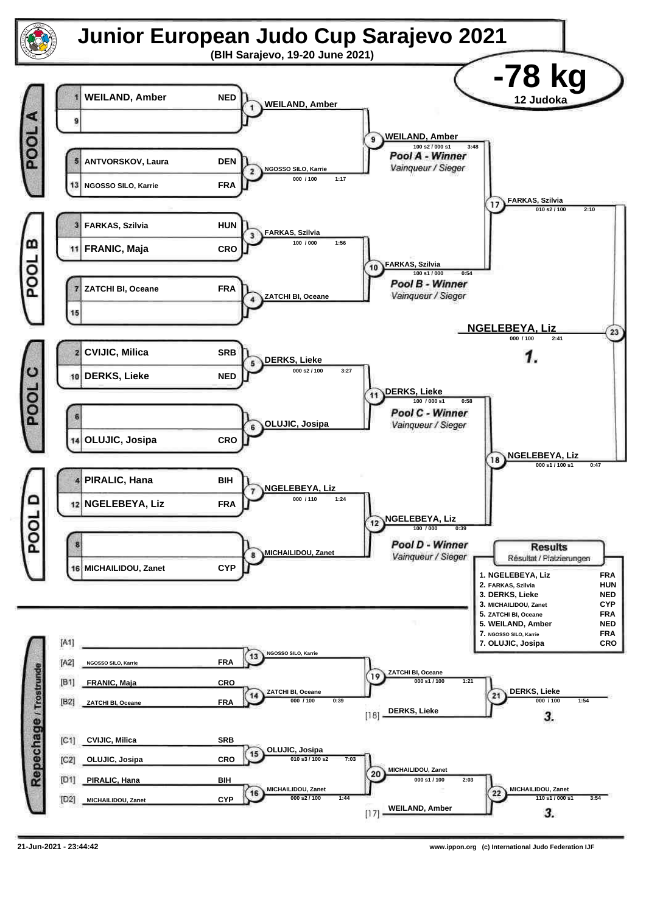# Junior European Judo Cup Sarajevo 2021

**(BIH Sarajevo, 19-20 June 2021)**

## -78 kg

**12 Judoka**

### POOL A

| Seed | Name | Nation |
|---|---|---|
| 1 | WEILAND, Amber | NED |
| 9 | | |
| 5 | ANTVORSKOV, Laura | DEN |
| 13 | NGOSSO SILO, Karrie | FRA |

- Contest 1: WEILAND, Amber
- Contest 2: NGOSSO SILO, Karrie — 000 / 100 — 1:17
- Contest 9: WEILAND, Amber — 100 s2 / 000 s1 — 3:48

*Pool A - Winner* / Vainqueur / Sieger

### POOL B

| Seed | Name | Nation |
|---|---|---|
| 3 | FARKAS, Szilvia | HUN |
| 11 | FRANIC, Maja | CRO |
| 7 | ZATCHI BI, Oceane | FRA |
| 15 | | |

- Contest 3: FARKAS, Szilvia — 100 / 000 — 1:56
- Contest 4: ZATCHI BI, Oceane
- Contest 10: FARKAS, Szilvia — 100 s1 / 000 — 0:54

*Pool B - Winner* / Vainqueur / Sieger

### POOL C

| Seed | Name | Nation |
|---|---|---|
| 2 | CVIJIC, Milica | SRB |
| 10 | DERKS, Lieke | NED |
| 6 | | |
| 14 | OLUJIC, Josipa | CRO |

- Contest 5: DERKS, Lieke — 000 s2 / 100 — 3:27
- Contest 6: OLUJIC, Josipa
- Contest 11: DERKS, Lieke — 100 / 000 s1 — 0:58

*Pool C - Winner* / Vainqueur / Sieger

### POOL D

| Seed | Name | Nation |
|---|---|---|
| 4 | PIRALIC, Hana | BIH |
| 12 | NGELEBEYA, Liz | FRA |
| 8 | | |
| 16 | MICHAILIDOU, Zanet | CYP |

- Contest 7: NGELEBEYA, Liz — 000 / 110 — 1:24
- Contest 8: MICHAILIDOU, Zanet
- Contest 12: NGELEBEYA, Liz — 100 / 000 — 0:39

*Pool D - Winner* / Vainqueur / Sieger

### Semi-finals and Final

- Contest 17: FARKAS, Szilvia — 010 s2 / 100 — 2:10
- Contest 18: NGELEBEYA, Liz — 000 s1 / 100 s1 — 0:47
- Contest 23: **NGELEBEYA, Liz** — 000 / 100 — 2:41 — **1.**

### Repechage / Trostrunde

| Pos | Name | Nation |
|---|---|---|
| [A1] | | |
| [A2] | NGOSSO SILO, Karrie | FRA |
| [B1] | FRANIC, Maja | CRO |
| [B2] | ZATCHI BI, Oceane | FRA |
| [C1] | CVIJIC, Milica | SRB |
| [C2] | OLUJIC, Josipa | CRO |
| [D1] | PIRALIC, Hana | BIH |
| [D2] | MICHAILIDOU, Zanet | CYP |

- Contest 13: NGOSSO SILO, Karrie
- Contest 14: ZATCHI BI, Oceane — 000 / 100 — 0:39
- Contest 19: ZATCHI BI, Oceane — 000 s1 / 100 — 1:21
- Contest 21: DERKS, Lieke [18] — 000 / 100 — 1:54 — **3.**
- Contest 15: OLUJIC, Josipa — 010 s3 / 100 s2 — 7:03
- Contest 16: MICHAILIDOU, Zanet — 000 s2 / 100 — 1:44
- Contest 20: MICHAILIDOU, Zanet — 000 s1 / 100 — 2:03
- Contest 22: MICHAILIDOU, Zanet (vs. WEILAND, Amber [17]) — 110 s1 / 000 s1 — 3:54 — **3.**

### Results

Résultat / Platzierungen

| Place | Name | Nation |
|---|---|---|
| 1. | NGELEBEYA, Liz | FRA |
| 2. | FARKAS, Szilvia | HUN |
| 3. | DERKS, Lieke | NED |
| 3. | MICHAILIDOU, Zanet | CYP |
| 5. | ZATCHI BI, Oceane | FRA |
| 5. | WEILAND, Amber | NED |
| 7. | NGOSSO SILO, Karrie | FRA |
| 7. | OLUJIC, Josipa | CRO |

21-Jun-2021 - 23:44:42 www.ippon.org (c) International Judo Federation IJF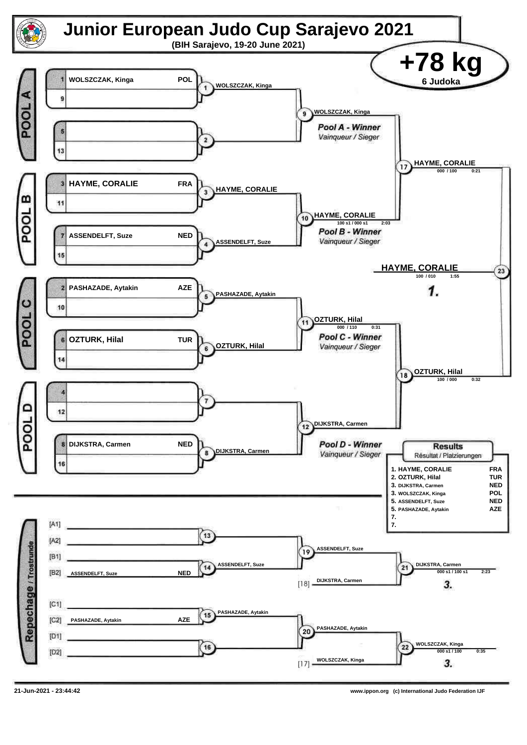# Junior European Judo Cup Sarajevo 2021

**(BIH Sarajevo, 19-20 June 2021)**

## +78 kg

**6 Judoka**

### POOL A

1 WOLSZCZAK, Kinga POL
9
5
13

1 WOLSZCZAK, Kinga
2

9 WOLSZCZAK, Kinga

*Pool A - Winner*
*Vainqueur / Sieger*

### POOL B

3 HAYME, CORALIE FRA
11
7 ASSENDELFT, Suze NED
15

3 HAYME, CORALIE
4 ASSENDELFT, Suze

10 HAYME, CORALIE
100 s1 / 000 s1 2:03

*Pool B - Winner*
*Vainqueur / Sieger*

17 HAYME, CORALIE
000 / 100 0:21

23 HAYME, CORALIE
100 / 010 1:55

1.

### POOL C

2 PASHAZADE, Aytakin AZE
10
6 OZTURK, Hilal TUR
14

5 PASHAZADE, Aytakin
6 OZTURK, Hilal

11 OZTURK, Hilal
000 / 110 0:31

*Pool C - Winner*
*Vainqueur / Sieger*

18 OZTURK, Hilal
100 / 000 0:32

### POOL D

4
12
8 DIJKSTRA, Carmen NED
16

7
8 DIJKSTRA, Carmen

12 DIJKSTRA, Carmen

*Pool D - Winner*
*Vainqueur / Sieger*

### Results

Résultat / Platzierungen

| | | |
|---|---|---|
| 1. | HAYME, CORALIE | FRA |
| 2. | OZTURK, Hilal | TUR |
| 3. | DIJKSTRA, Carmen | NED |
| 3. | WOLSZCZAK, Kinga | POL |
| 5. | ASSENDELFT, Suze | NED |
| 5. | PASHAZADE, Aytakin | AZE |
| 7. | | |
| 7. | | |

### Repechage / Trostrunde

[A1]
[A2]
13

[B1]
[B2] ASSENDELFT, Suze NED
14 ASSENDELFT, Suze

19 ASSENDELFT, Suze
[18] DIJKSTRA, Carmen

21 DIJKSTRA, Carmen
000 s1 / 100 s1 2:23

3.

[C1]
[C2] PASHAZADE, Aytakin AZE
15 PASHAZADE, Aytakin

[D1]
[D2]
16

20 PASHAZADE, Aytakin
[17] WOLSZCZAK, Kinga

22 WOLSZCZAK, Kinga
000 s1 / 100 0:35

3.

21-Jun-2021 - 23:44:42

www.ippon.org (c) International Judo Federation IJF